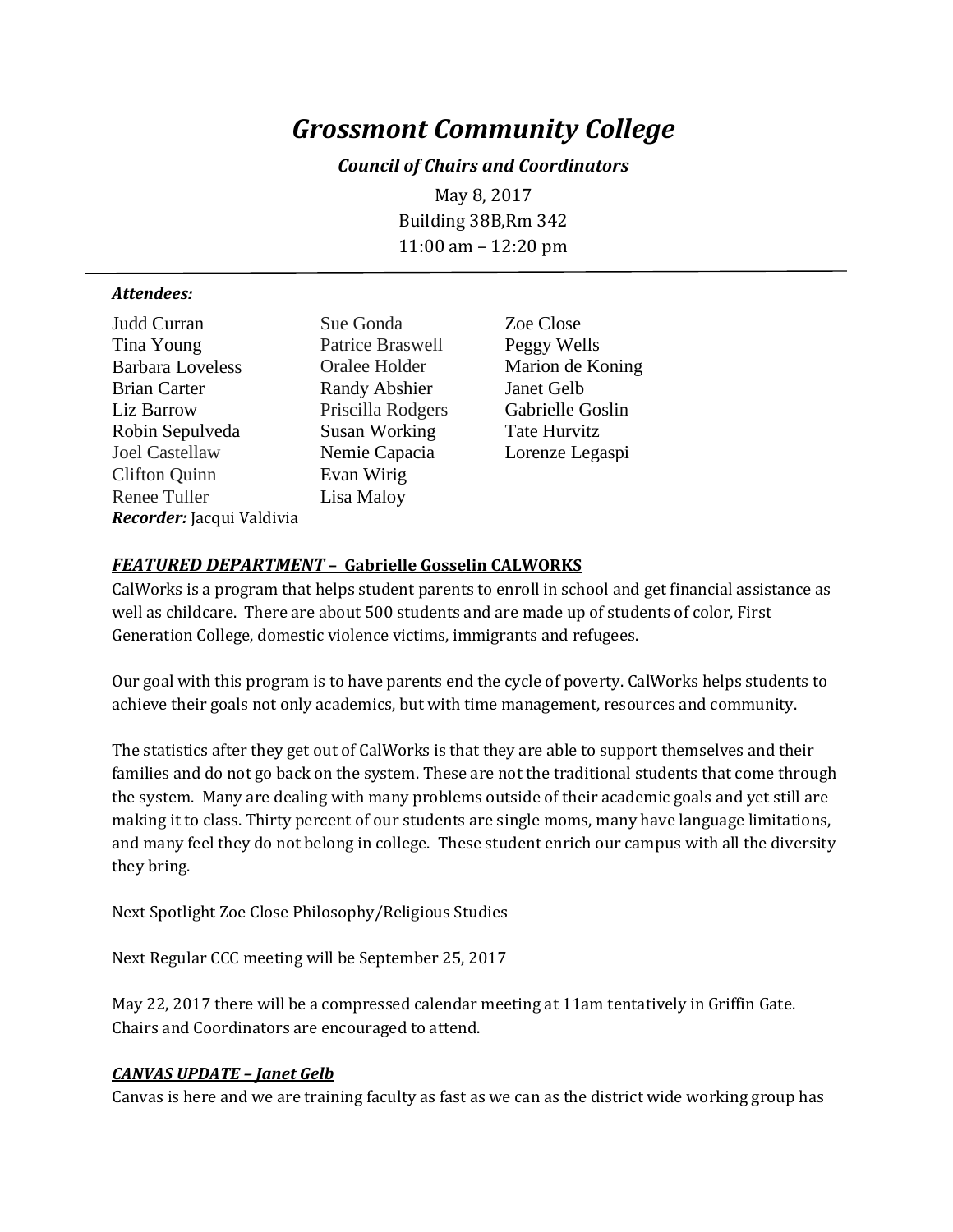# *Grossmont Community College*

***Council of Chairs and Coordinators***

May 8, 2017
Building 38B,Rm 342
11:00 am – 12:20 pm

---

***Attendees:***

| | | |
|---|---|---|
| Judd Curran | Sue Gonda | Zoe Close |
| Tina Young | Patrice Braswell | Peggy Wells |
| Barbara Loveless | Oralee Holder | Marion de Koning |
| Brian Carter | Randy Abshier | Janet Gelb |
| Liz Barrow | Priscilla Rodgers | Gabrielle Goslin |
| Robin Sepulveda | Susan Working | Tate Hurvitz |
| Joel Castellaw | Nemie Capacia | Lorenze Legaspi |
| Clifton Quinn | Evan Wirig | |
| Renee Tuller | Lisa Maloy | |

***Recorder:*** Jacqui Valdivia

## ***FEATURED DEPARTMENT*** – **Gabrielle Gosselin CALWORKS**

CalWorks is a program that helps student parents to enroll in school and get financial assistance as well as childcare. There are about 500 students and are made up of students of color, First Generation College, domestic violence victims, immigrants and refugees.

Our goal with this program is to have parents end the cycle of poverty. CalWorks helps students to achieve their goals not only academics, but with time management, resources and community.

The statistics after they get out of CalWorks is that they are able to support themselves and their families and do not go back on the system. These are not the traditional students that come through the system. Many are dealing with many problems outside of their academic goals and yet still are making it to class. Thirty percent of our students are single moms, many have language limitations, and many feel they do not belong in college. These student enrich our campus with all the diversity they bring.

Next Spotlight Zoe Close Philosophy/Religious Studies

Next Regular CCC meeting will be September 25, 2017

May 22, 2017 there will be a compressed calendar meeting at 11am tentatively in Griffin Gate. Chairs and Coordinators are encouraged to attend.

## ***CANVAS UPDATE – Janet Gelb***

Canvas is here and we are training faculty as fast as we can as the district wide working group has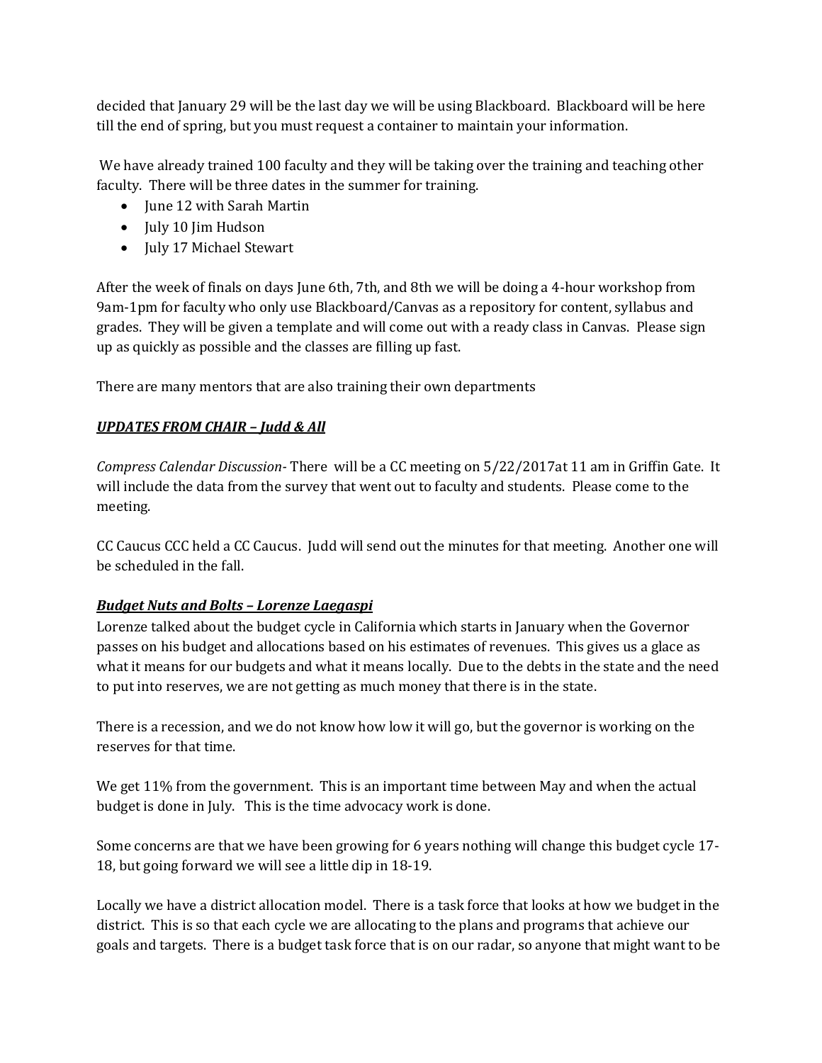decided that January 29 will be the last day we will be using Blackboard. Blackboard will be here till the end of spring, but you must request a container to maintain your information.

We have already trained 100 faculty and they will be taking over the training and teaching other faculty. There will be three dates in the summer for training.

- June 12 with Sarah Martin
- July 10 Jim Hudson
- July 17 Michael Stewart

After the week of finals on days June 6th, 7th, and 8th we will be doing a 4-hour workshop from 9am-1pm for faculty who only use Blackboard/Canvas as a repository for content, syllabus and grades. They will be given a template and will come out with a ready class in Canvas. Please sign up as quickly as possible and the classes are filling up fast.

There are many mentors that are also training their own departments

***UPDATES FROM CHAIR – Judd & All***

*Compress Calendar Discussion*- There will be a CC meeting on 5/22/2017at 11 am in Griffin Gate. It will include the data from the survey that went out to faculty and students. Please come to the meeting.

CC Caucus CCC held a CC Caucus. Judd will send out the minutes for that meeting. Another one will be scheduled in the fall.

***Budget Nuts and Bolts – Lorenze Laegaspi***

Lorenze talked about the budget cycle in California which starts in January when the Governor passes on his budget and allocations based on his estimates of revenues. This gives us a glace as what it means for our budgets and what it means locally. Due to the debts in the state and the need to put into reserves, we are not getting as much money that there is in the state.

There is a recession, and we do not know how low it will go, but the governor is working on the reserves for that time.

We get 11% from the government. This is an important time between May and when the actual budget is done in July. This is the time advocacy work is done.

Some concerns are that we have been growing for 6 years nothing will change this budget cycle 17-18, but going forward we will see a little dip in 18-19.

Locally we have a district allocation model. There is a task force that looks at how we budget in the district. This is so that each cycle we are allocating to the plans and programs that achieve our goals and targets. There is a budget task force that is on our radar, so anyone that might want to be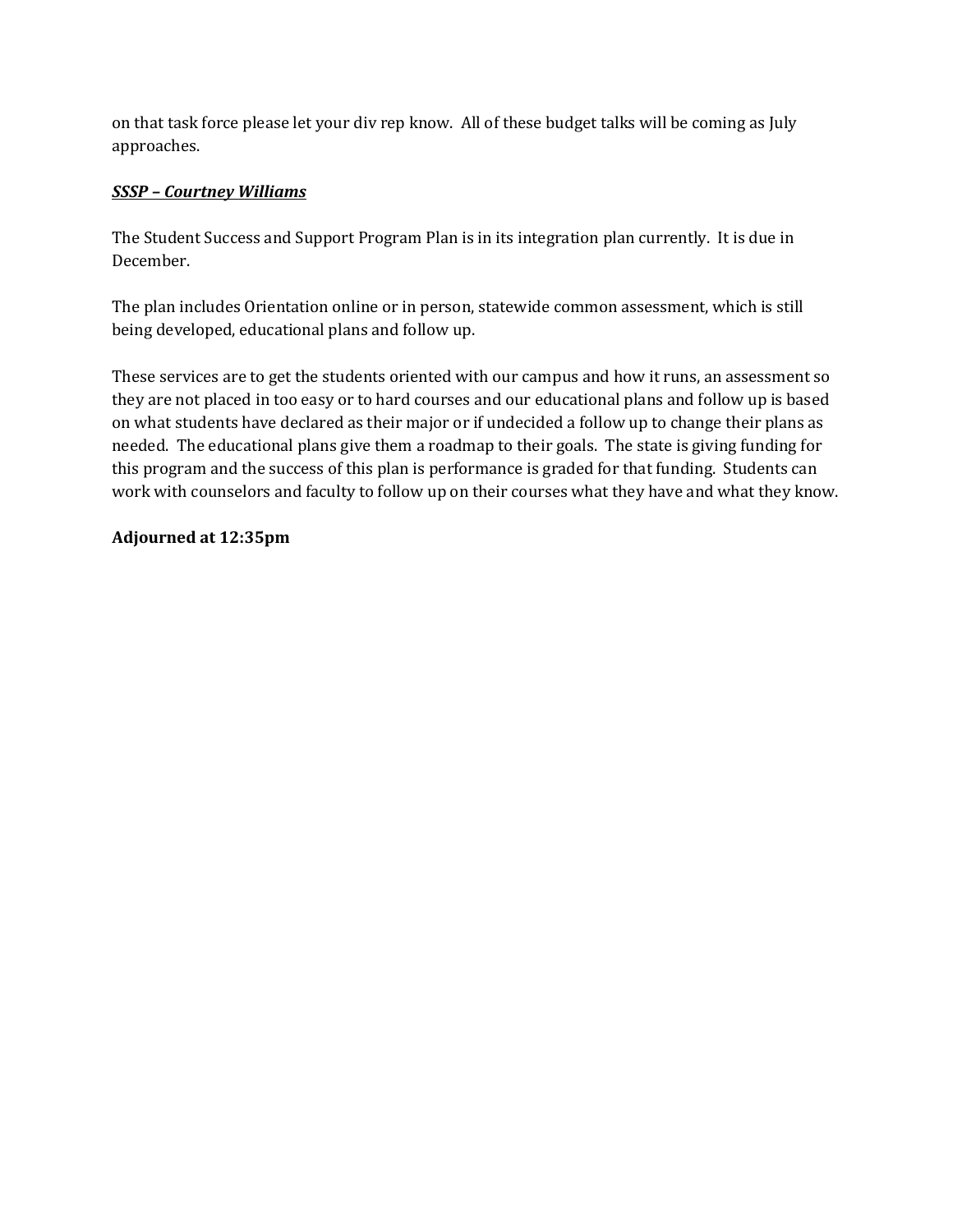on that task force please let your div rep know.  All of these budget talks will be coming as July approaches.

***<u>SSSP – Courtney Williams</u>***

The Student Success and Support Program Plan is in its integration plan currently.  It is due in December.

The plan includes Orientation online or in person, statewide common assessment, which is still being developed, educational plans and follow up.

These services are to get the students oriented with our campus and how it runs, an assessment so they are not placed in too easy or to hard courses and our educational plans and follow up is based on what students have declared as their major or if undecided a follow up to change their plans as needed.  The educational plans give them a roadmap to their goals.  The state is giving funding for this program and the success of this plan is performance is graded for that funding.  Students can work with counselors and faculty to follow up on their courses what they have and what they know.

**Adjourned at 12:35pm**